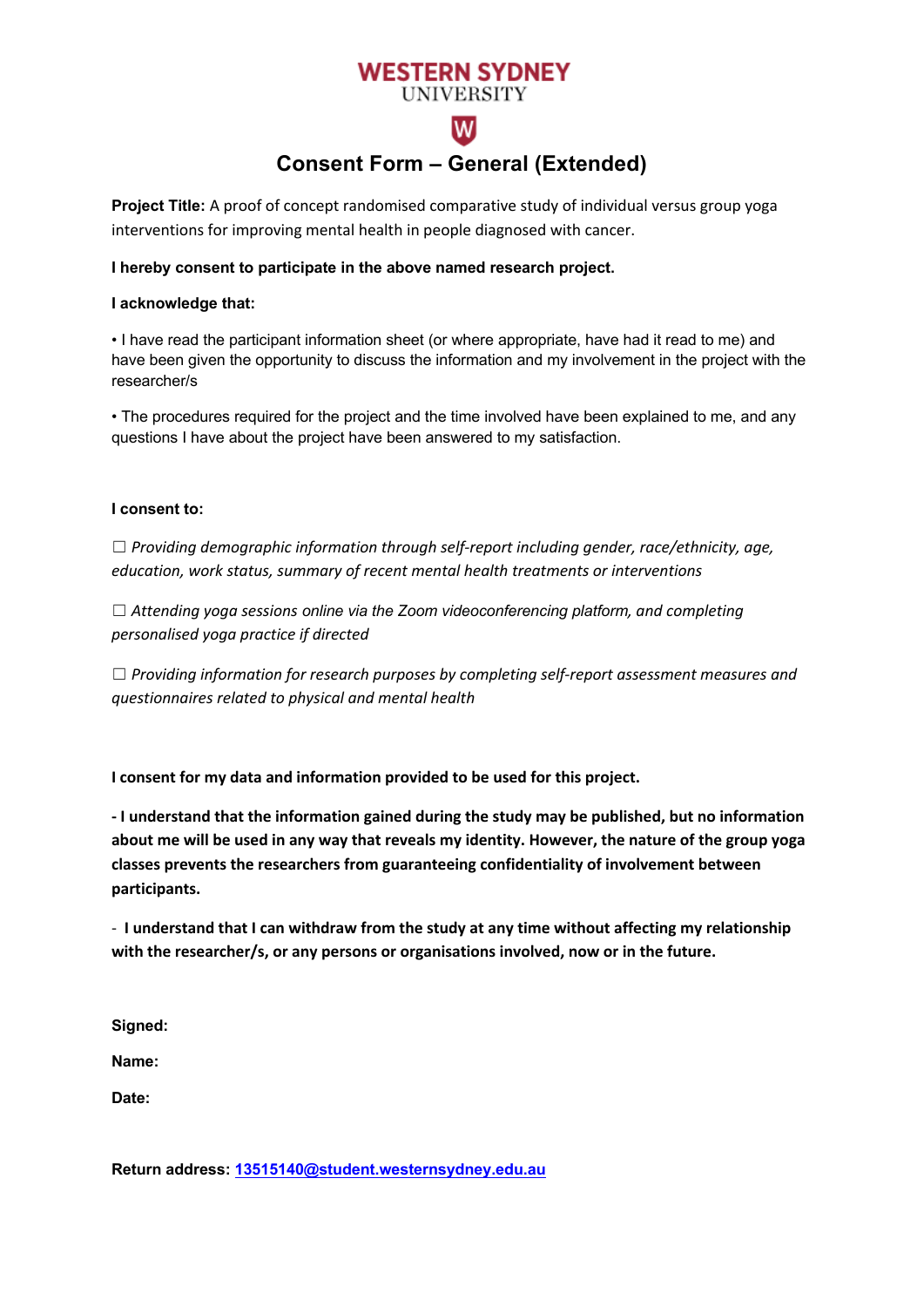WESTERN SYDNEY
UNIVERSITY

# Consent Form – General (Extended)

**Project Title:** A proof of concept randomised comparative study of individual versus group yoga interventions for improving mental health in people diagnosed with cancer.

**I hereby consent to participate in the above named research project.**

**I acknowledge that:**

• I have read the participant information sheet (or where appropriate, have had it read to me) and have been given the opportunity to discuss the information and my involvement in the project with the researcher/s

• The procedures required for the project and the time involved have been explained to me, and any questions I have about the project have been answered to my satisfaction.

**I consent to:**

☐ *Providing demographic information through self-report including gender, race/ethnicity, age, education, work status, summary of recent mental health treatments or interventions*

☐ *Attending yoga sessions online via the Zoom videoconferencing platform, and completing personalised yoga practice if directed*

☐ *Providing information for research purposes by completing self-report assessment measures and questionnaires related to physical and mental health*

**I consent for my data and information provided to be used for this project.**

**- I understand that the information gained during the study may be published, but no information about me will be used in any way that reveals my identity. However, the nature of the group yoga classes prevents the researchers from guaranteeing confidentiality of involvement between participants.**

**- I understand that I can withdraw from the study at any time without affecting my relationship with the researcher/s, or any persons or organisations involved, now or in the future.**

**Signed:**

**Name:**

**Date:**

**Return address:** 13515140@student.westernsydney.edu.au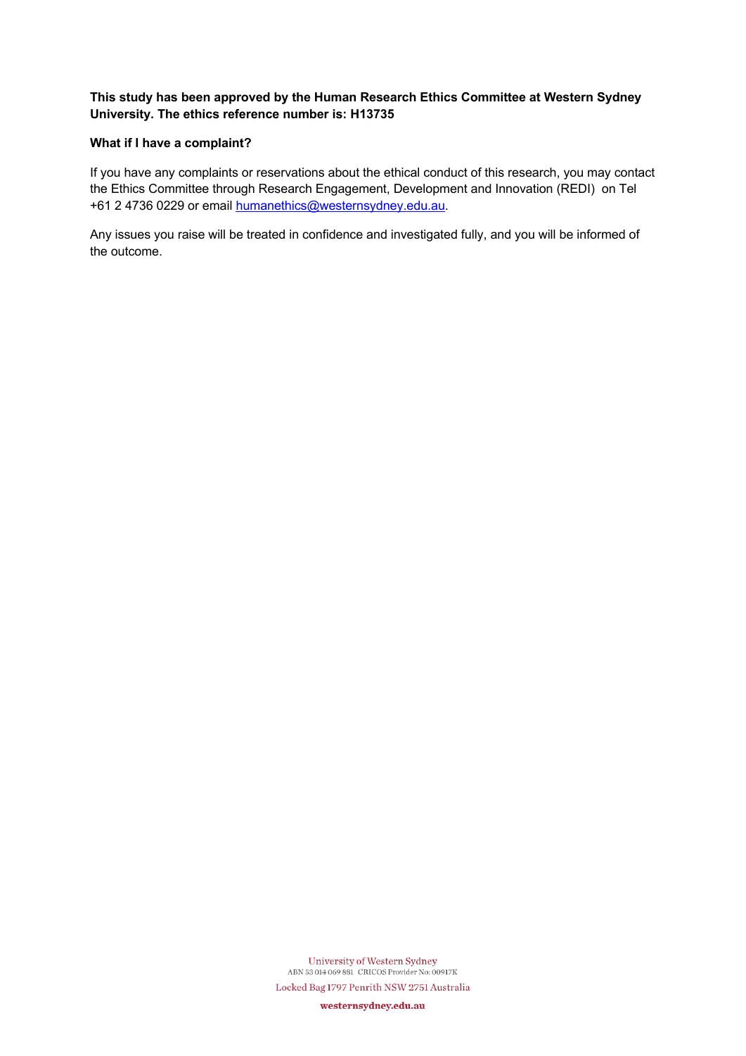**This study has been approved by the Human Research Ethics Committee at Western Sydney University. The ethics reference number is: H13735**

**What if I have a complaint?**

If you have any complaints or reservations about the ethical conduct of this research, you may contact the Ethics Committee through Research Engagement, Development and Innovation (REDI) on Tel +61 2 4736 0229 or email humanethics@westernsydney.edu.au.

Any issues you raise will be treated in confidence and investigated fully, and you will be informed of the outcome.